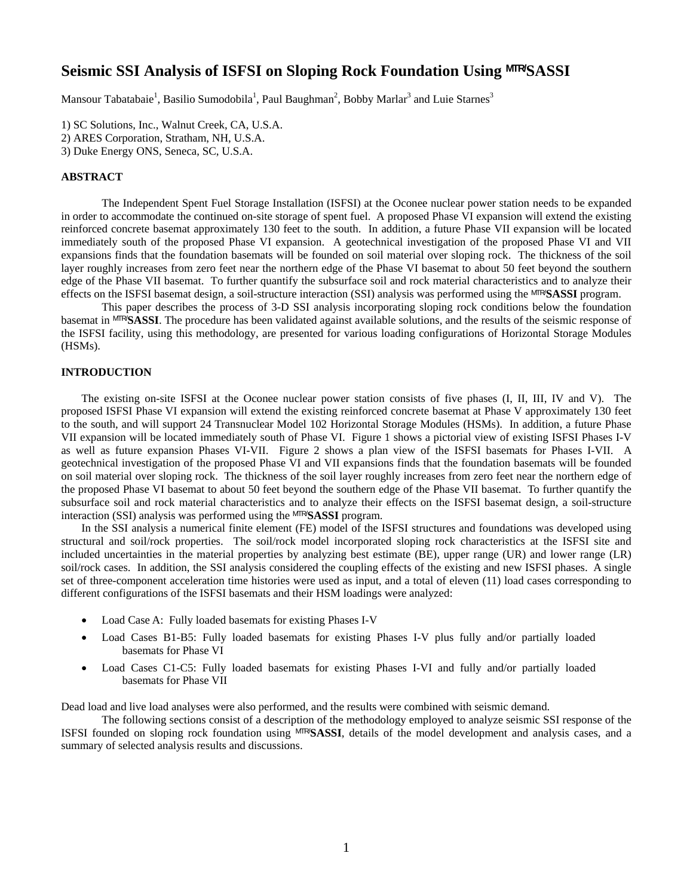# Seismic SSI Analysis of ISFSI on Sloping Rock Foundation Using MTR/SASSI

Mansour Tabatabaie[1], Basilio Sumodobila[1], Paul Baughman[2], Bobby Marlar[3] and Luie Starnes[3]

1) SC Solutions, Inc., Walnut Creek, CA, U.S.A.
2) ARES Corporation, Stratham, NH, U.S.A.
3) Duke Energy ONS, Seneca, SC, U.S.A.

## ABSTRACT

The Independent Spent Fuel Storage Installation (ISFSI) at the Oconee nuclear power station needs to be expanded in order to accommodate the continued on-site storage of spent fuel. A proposed Phase VI expansion will extend the existing reinforced concrete basemat approximately 130 feet to the south. In addition, a future Phase VII expansion will be located immediately south of the proposed Phase VI expansion. A geotechnical investigation of the proposed Phase VI and VII expansions finds that the foundation basemats will be founded on soil material over sloping rock. The thickness of the soil layer roughly increases from zero feet near the northern edge of the Phase VI basemat to about 50 feet beyond the southern edge of the Phase VII basemat. To further quantify the subsurface soil and rock material characteristics and to analyze their effects on the ISFSI basemat design, a soil-structure interaction (SSI) analysis was performed using the MTR/**SASSI** program.

This paper describes the process of 3-D SSI analysis incorporating sloping rock conditions below the foundation basemat in MTR/**SASSI**. The procedure has been validated against available solutions, and the results of the seismic response of the ISFSI facility, using this methodology, are presented for various loading configurations of Horizontal Storage Modules (HSMs).

## INTRODUCTION

The existing on-site ISFSI at the Oconee nuclear power station consists of five phases (I, II, III, IV and V). The proposed ISFSI Phase VI expansion will extend the existing reinforced concrete basemat at Phase V approximately 130 feet to the south, and will support 24 Transnuclear Model 102 Horizontal Storage Modules (HSMs). In addition, a future Phase VII expansion will be located immediately south of Phase VI. Figure 1 shows a pictorial view of existing ISFSI Phases I-V as well as future expansion Phases VI-VII. Figure 2 shows a plan view of the ISFSI basemats for Phases I-VII. A geotechnical investigation of the proposed Phase VI and VII expansions finds that the foundation basemats will be founded on soil material over sloping rock. The thickness of the soil layer roughly increases from zero feet near the northern edge of the proposed Phase VI basemat to about 50 feet beyond the southern edge of the Phase VII basemat. To further quantify the subsurface soil and rock material characteristics and to analyze their effects on the ISFSI basemat design, a soil-structure interaction (SSI) analysis was performed using the MTR/**SASSI** program.

In the SSI analysis a numerical finite element (FE) model of the ISFSI structures and foundations was developed using structural and soil/rock properties. The soil/rock model incorporated sloping rock characteristics at the ISFSI site and included uncertainties in the material properties by analyzing best estimate (BE), upper range (UR) and lower range (LR) soil/rock cases. In addition, the SSI analysis considered the coupling effects of the existing and new ISFSI phases. A single set of three-component acceleration time histories were used as input, and a total of eleven (11) load cases corresponding to different configurations of the ISFSI basemats and their HSM loadings were analyzed:

- Load Case A: Fully loaded basemats for existing Phases I-V
- Load Cases B1-B5: Fully loaded basemats for existing Phases I-V plus fully and/or partially loaded basemats for Phase VI
- Load Cases C1-C5: Fully loaded basemats for existing Phases I-VI and fully and/or partially loaded basemats for Phase VII

Dead load and live load analyses were also performed, and the results were combined with seismic demand.

The following sections consist of a description of the methodology employed to analyze seismic SSI response of the ISFSI founded on sloping rock foundation using MTR/**SASSI**, details of the model development and analysis cases, and a summary of selected analysis results and discussions.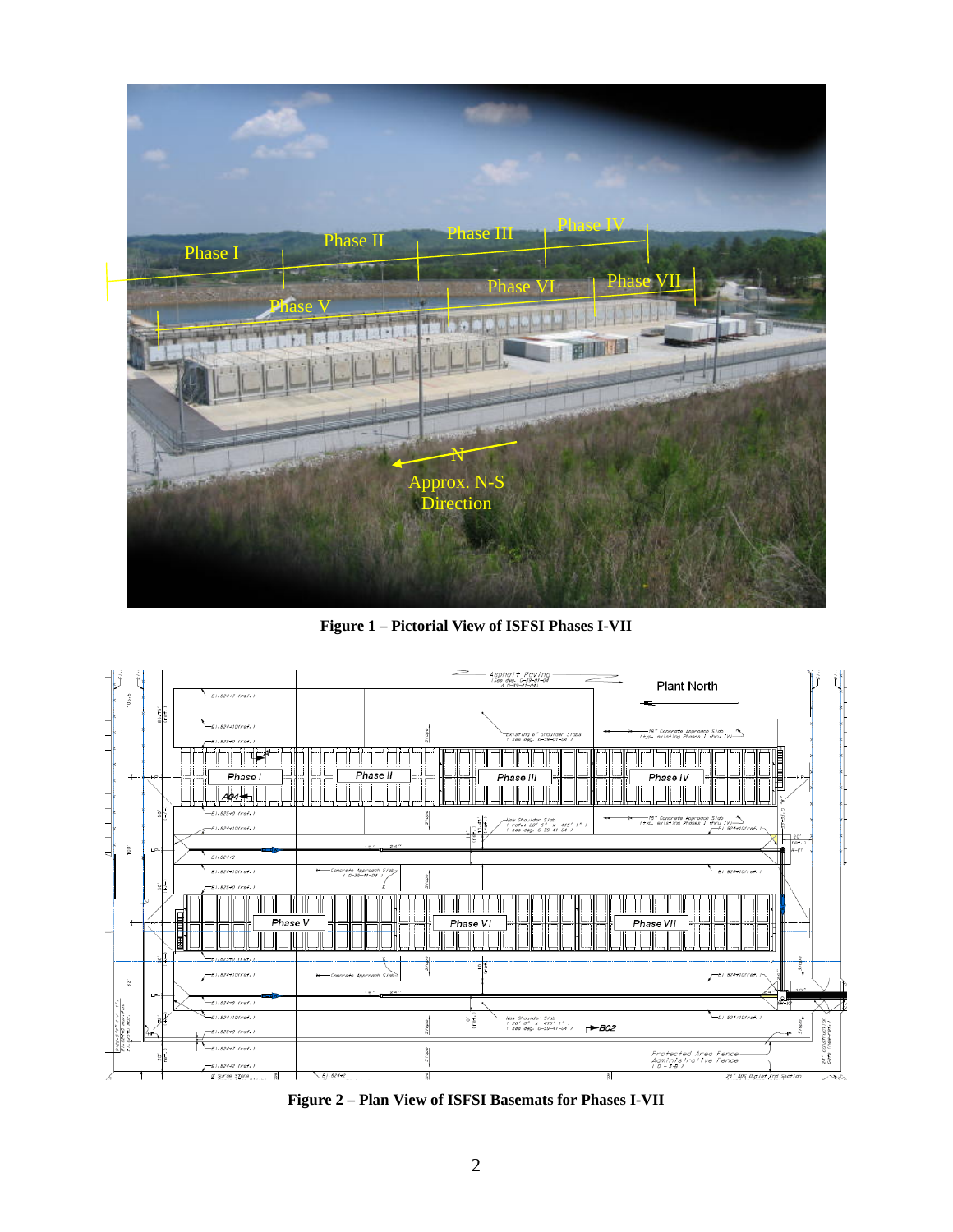Figure 1 – Pictorial View of ISFSI Phases I-VII

Figure 2 – Plan View of ISFSI Basemats for Phases I-VII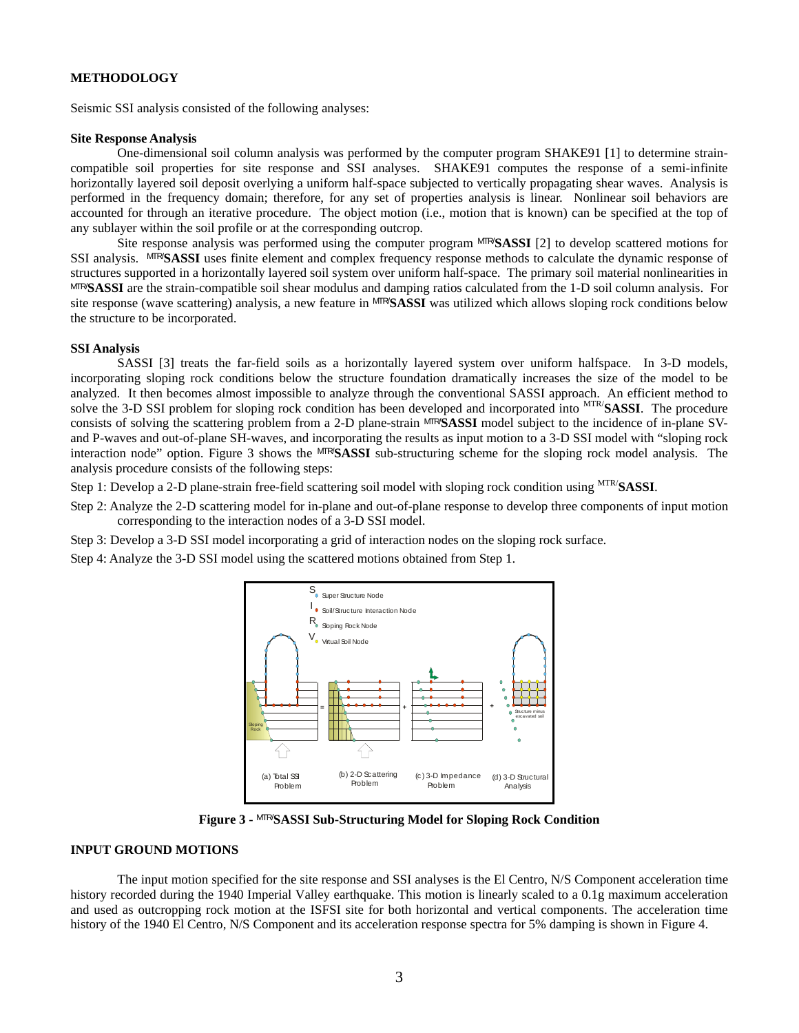## METHODOLOGY

Seismic SSI analysis consisted of the following analyses:

### Site Response Analysis

One-dimensional soil column analysis was performed by the computer program SHAKE91 [1] to determine strain-compatible soil properties for site response and SSI analyses. SHAKE91 computes the response of a semi-infinite horizontally layered soil deposit overlying a uniform half-space subjected to vertically propagating shear waves. Analysis is performed in the frequency domain; therefore, for any set of properties analysis is linear. Nonlinear soil behaviors are accounted for through an iterative procedure. The object motion (i.e., motion that is known) can be specified at the top of any sublayer within the soil profile or at the corresponding outcrop.

Site response analysis was performed using the computer program MTR/**SASSI** [2] to develop scattered motions for SSI analysis. MTR/**SASSI** uses finite element and complex frequency response methods to calculate the dynamic response of structures supported in a horizontally layered soil system over uniform half-space. The primary soil material nonlinearities in MTR/**SASSI** are the strain-compatible soil shear modulus and damping ratios calculated from the 1-D soil column analysis. For site response (wave scattering) analysis, a new feature in MTR/**SASSI** was utilized which allows sloping rock conditions below the structure to be incorporated.

### SSI Analysis

SASSI [3] treats the far-field soils as a horizontally layered system over uniform halfspace. In 3-D models, incorporating sloping rock conditions below the structure foundation dramatically increases the size of the model to be analyzed. It then becomes almost impossible to analyze through the conventional SASSI approach. An efficient method to solve the 3-D SSI problem for sloping rock condition has been developed and incorporated into MTR/**SASSI**. The procedure consists of solving the scattering problem from a 2-D plane-strain MTR/**SASSI** model subject to the incidence of in-plane SV- and P-waves and out-of-plane SH-waves, and incorporating the results as input motion to a 3-D SSI model with "sloping rock interaction node" option. Figure 3 shows the MTR/**SASSI** sub-structuring scheme for the sloping rock model analysis. The analysis procedure consists of the following steps:

Step 1: Develop a 2-D plane-strain free-field scattering soil model with sloping rock condition using MTR/**SASSI**.

Step 2: Analyze the 2-D scattering model for in-plane and out-of-plane response to develop three components of input motion corresponding to the interaction nodes of a 3-D SSI model.

Step 3: Develop a 3-D SSI model incorporating a grid of interaction nodes on the sloping rock surface.

Step 4: Analyze the 3-D SSI model using the scattered motions obtained from Step 1.

**Figure 3 - MTR/SASSI Sub-Structuring Model for Sloping Rock Condition**

## INPUT GROUND MOTIONS

The input motion specified for the site response and SSI analyses is the El Centro, N/S Component acceleration time history recorded during the 1940 Imperial Valley earthquake. This motion is linearly scaled to a 0.1g maximum acceleration and used as outcropping rock motion at the ISFSI site for both horizontal and vertical components. The acceleration time history of the 1940 El Centro, N/S Component and its acceleration response spectra for 5% damping is shown in Figure 4.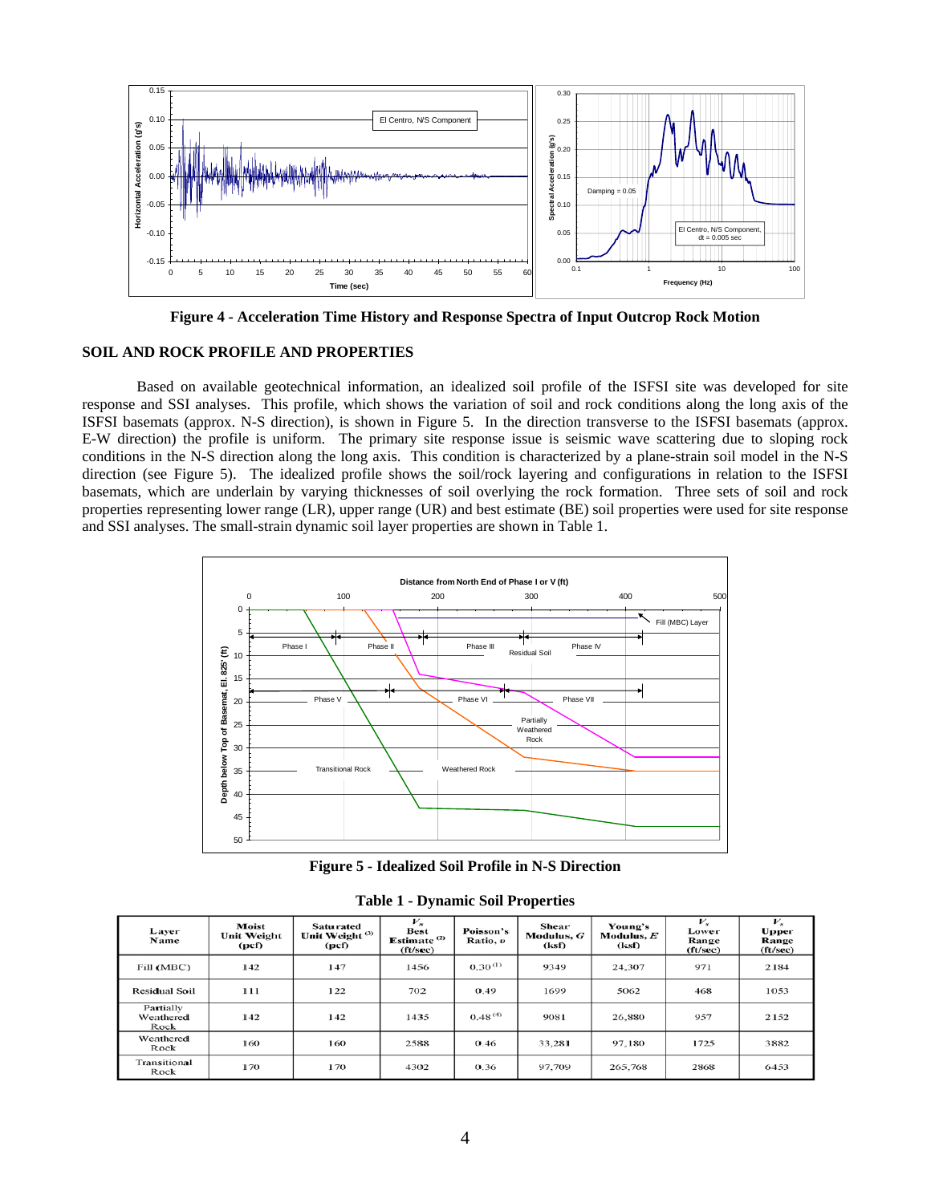**Figure 4 - Acceleration Time History and Response Spectra of Input Outcrop Rock Motion**

## SOIL AND ROCK PROFILE AND PROPERTIES

Based on available geotechnical information, an idealized soil profile of the ISFSI site was developed for site response and SSI analyses. This profile, which shows the variation of soil and rock conditions along the long axis of the ISFSI basemats (approx. N-S direction), is shown in Figure 5. In the direction transverse to the ISFSI basemats (approx. E-W direction) the profile is uniform. The primary site response issue is seismic wave scattering due to sloping rock conditions in the N-S direction along the long axis. This condition is characterized by a plane-strain soil model in the N-S direction (see Figure 5). The idealized profile shows the soil/rock layering and configurations in relation to the ISFSI basemats, which are underlain by varying thicknesses of soil overlying the rock formation. Three sets of soil and rock properties representing lower range (LR), upper range (UR) and best estimate (BE) soil properties were used for site response and SSI analyses. The small-strain dynamic soil layer properties are shown in Table 1.

**Figure 5 - Idealized Soil Profile in N-S Direction**

**Table 1 - Dynamic Soil Properties**

| Layer Name | Moist Unit Weight (pcf) | Saturated Unit Weight [3] (pcf) | $V_s$ Best Estimate [2] (ft/sec) | Poisson's Ratio, $\nu$ | Shear Modulus, $G$ (ksf) | Young's Modulus, $E$ (ksf) | $V_s$ Lower Range (ft/sec) | $V_s$ Upper Range (ft/sec) |
|---|---|---|---|---|---|---|---|---|
| Fill (MBC) | 142 | 147 | 1456 | 0.30 [1] | 9349 | 24,307 | 971 | 2184 |
| Residual Soil | 111 | 122 | 702 | 0.49 | 1699 | 5062 | 468 | 1053 |
| Partially Weathered Rock | 142 | 142 | 1435 | 0.48 [4] | 9081 | 26,880 | 957 | 2152 |
| Weathered Rock | 160 | 160 | 2588 | 0.46 | 33,281 | 97,180 | 1725 | 3882 |
| Transitional Rock | 170 | 170 | 4302 | 0.36 | 97,709 | 265,768 | 2868 | 6453 |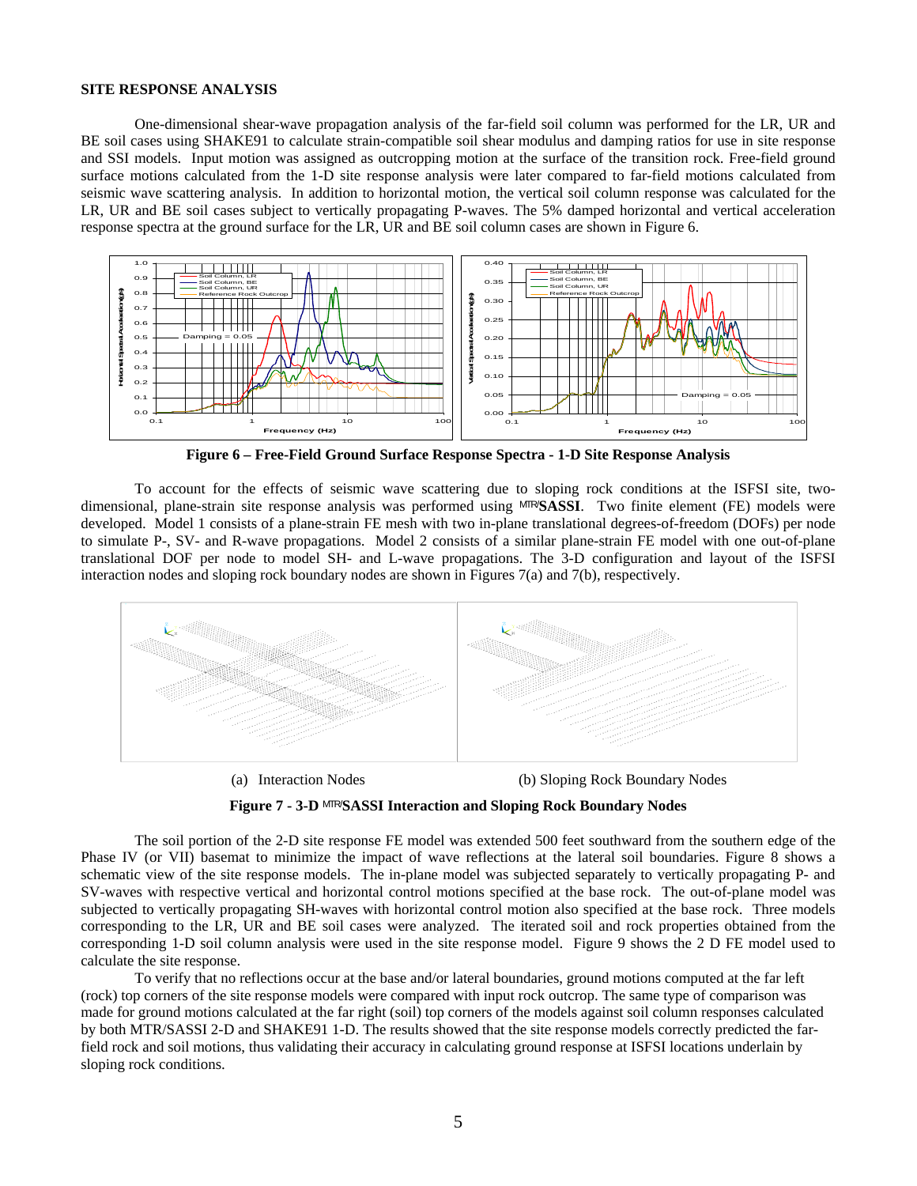## SITE RESPONSE ANALYSIS

One-dimensional shear-wave propagation analysis of the far-field soil column was performed for the LR, UR and BE soil cases using SHAKE91 to calculate strain-compatible soil shear modulus and damping ratios for use in site response and SSI models. Input motion was assigned as outcropping motion at the surface of the transition rock. Free-field ground surface motions calculated from the 1-D site response analysis were later compared to far-field motions calculated from seismic wave scattering analysis. In addition to horizontal motion, the vertical soil column response was calculated for the LR, UR and BE soil cases subject to vertically propagating P-waves. The 5% damped horizontal and vertical acceleration response spectra at the ground surface for the LR, UR and BE soil column cases are shown in Figure 6.

**Figure 6 – Free-Field Ground Surface Response Spectra - 1-D Site Response Analysis**

To account for the effects of seismic wave scattering due to sloping rock conditions at the ISFSI site, two-dimensional, plane-strain site response analysis was performed using MTR/**SASSI**. Two finite element (FE) models were developed. Model 1 consists of a plane-strain FE mesh with two in-plane translational degrees-of-freedom (DOFs) per node to simulate P-, SV- and R-wave propagations. Model 2 consists of a similar plane-strain FE model with one out-of-plane translational DOF per node to model SH- and L-wave propagations. The 3-D configuration and layout of the ISFSI interaction nodes and sloping rock boundary nodes are shown in Figures 7(a) and 7(b), respectively.

(a) Interaction Nodes (b) Sloping Rock Boundary Nodes

**Figure 7 - 3-D MTR/SASSI Interaction and Sloping Rock Boundary Nodes**

The soil portion of the 2-D site response FE model was extended 500 feet southward from the southern edge of the Phase IV (or VII) basemat to minimize the impact of wave reflections at the lateral soil boundaries. Figure 8 shows a schematic view of the site response models. The in-plane model was subjected separately to vertically propagating P- and SV-waves with respective vertical and horizontal control motions specified at the base rock. The out-of-plane model was subjected to vertically propagating SH-waves with horizontal control motion also specified at the base rock. Three models corresponding to the LR, UR and BE soil cases were analyzed. The iterated soil and rock properties obtained from the corresponding 1-D soil column analysis were used in the site response model. Figure 9 shows the 2 D FE model used to calculate the site response.

To verify that no reflections occur at the base and/or lateral boundaries, ground motions computed at the far left (rock) top corners of the site response models were compared with input rock outcrop. The same type of comparison was made for ground motions calculated at the far right (soil) top corners of the models against soil column responses calculated by both MTR/SASSI 2-D and SHAKE91 1-D. The results showed that the site response models correctly predicted the far-field rock and soil motions, thus validating their accuracy in calculating ground response at ISFSI locations underlain by sloping rock conditions.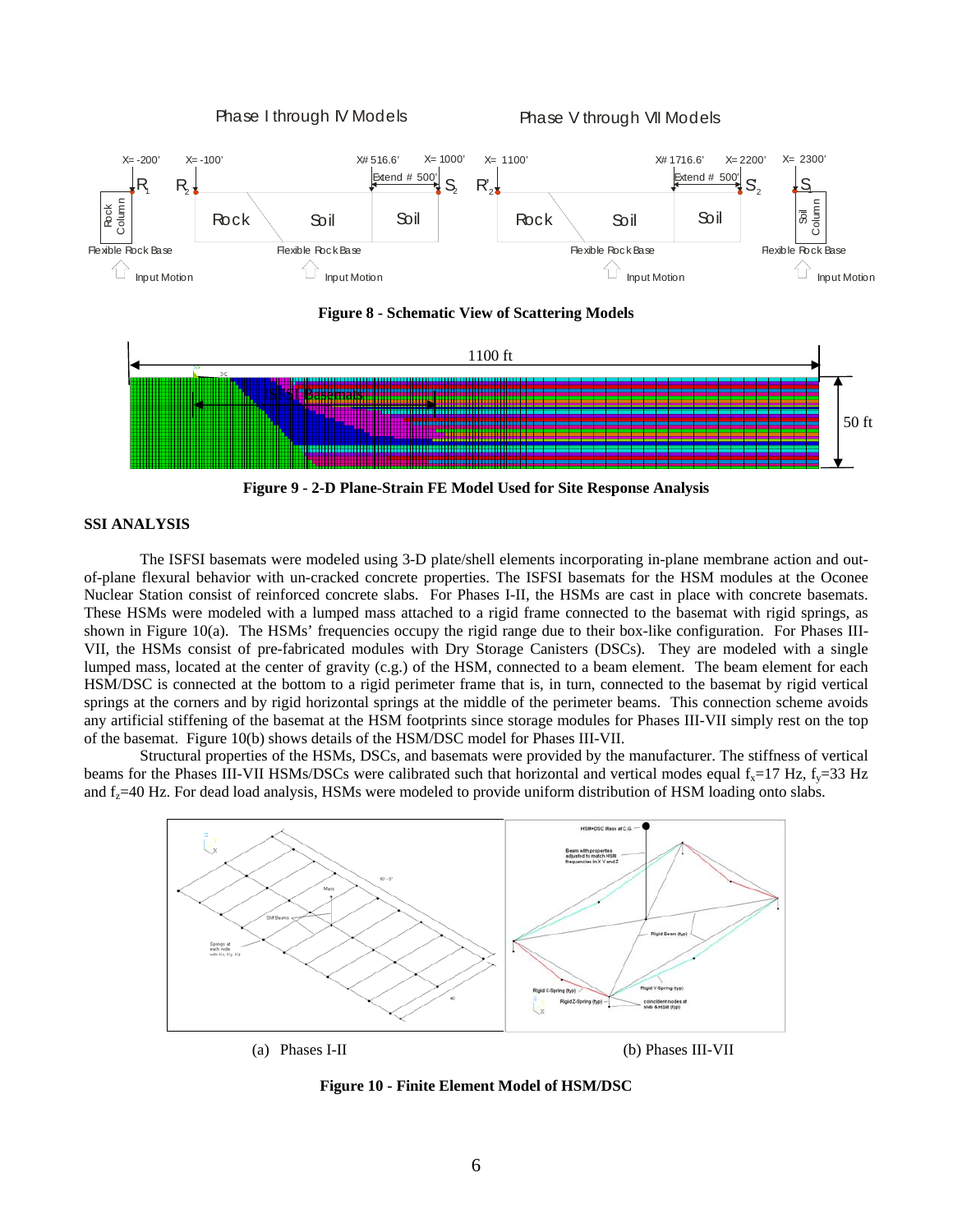**Figure 8 - Schematic View of Scattering Models**

**Figure 9 - 2-D Plane-Strain FE Model Used for Site Response Analysis**

## SSI ANALYSIS

The ISFSI basemats were modeled using 3-D plate/shell elements incorporating in-plane membrane action and out-of-plane flexural behavior with un-cracked concrete properties. The ISFSI basemats for the HSM modules at the Oconee Nuclear Station consist of reinforced concrete slabs. For Phases I-II, the HSMs are cast in place with concrete basemats. These HSMs were modeled with a lumped mass attached to a rigid frame connected to the basemat with rigid springs, as shown in Figure 10(a). The HSMs' frequencies occupy the rigid range due to their box-like configuration. For Phases III-VII, the HSMs consist of pre-fabricated modules with Dry Storage Canisters (DSCs). They are modeled with a single lumped mass, located at the center of gravity (c.g.) of the HSM, connected to a beam element. The beam element for each HSM/DSC is connected at the bottom to a rigid perimeter frame that is, in turn, connected to the basemat by rigid vertical springs at the corners and by rigid horizontal springs at the middle of the perimeter beams. This connection scheme avoids any artificial stiffening of the basemat at the HSM footprints since storage modules for Phases III-VII simply rest on the top of the basemat. Figure 10(b) shows details of the HSM/DSC model for Phases III-VII.

Structural properties of the HSMs, DSCs, and basemats were provided by the manufacturer. The stiffness of vertical beams for the Phases III-VII HSMs/DSCs were calibrated such that horizontal and vertical modes equal $f_x$=17 Hz, $f_y$=33 Hz and $f_z$=40 Hz. For dead load analysis, HSMs were modeled to provide uniform distribution of HSM loading onto slabs.

(a) Phases I-II

(b) Phases III-VII

**Figure 10 - Finite Element Model of HSM/DSC**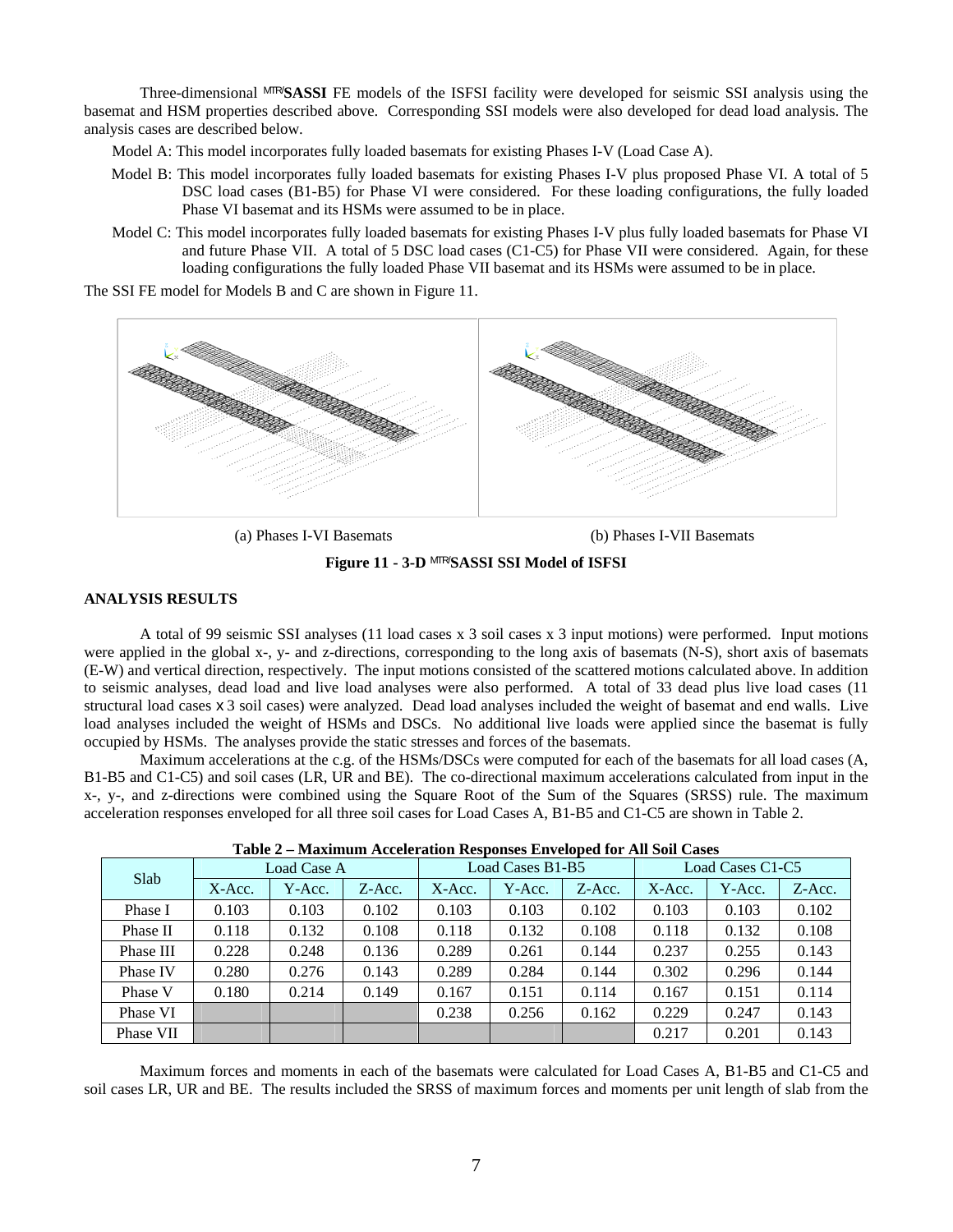Three-dimensional MTR/**SASSI** FE models of the ISFSI facility were developed for seismic SSI analysis using the basemat and HSM properties described above. Corresponding SSI models were also developed for dead load analysis. The analysis cases are described below.

Model A: This model incorporates fully loaded basemats for existing Phases I-V (Load Case A).

Model B: This model incorporates fully loaded basemats for existing Phases I-V plus proposed Phase VI. A total of 5 DSC load cases (B1-B5) for Phase VI were considered. For these loading configurations, the fully loaded Phase VI basemat and its HSMs were assumed to be in place.

Model C: This model incorporates fully loaded basemats for existing Phases I-V plus fully loaded basemats for Phase VI and future Phase VII. A total of 5 DSC load cases (C1-C5) for Phase VII were considered. Again, for these loading configurations the fully loaded Phase VII basemat and its HSMs were assumed to be in place.

The SSI FE model for Models B and C are shown in Figure 11.

(a) Phases I-VI Basemats (b) Phases I-VII Basemats

**Figure 11 - 3-D MTR/SASSI SSI Model of ISFSI**

## ANALYSIS RESULTS

A total of 99 seismic SSI analyses (11 load cases x 3 soil cases x 3 input motions) were performed. Input motions were applied in the global x-, y- and z-directions, corresponding to the long axis of basemats (N-S), short axis of basemats (E-W) and vertical direction, respectively. The input motions consisted of the scattered motions calculated above. In addition to seismic analyses, dead load and live load analyses were also performed. A total of 33 dead plus live load cases (11 structural load cases x 3 soil cases) were analyzed. Dead load analyses included the weight of basemat and end walls. Live load analyses included the weight of HSMs and DSCs. No additional live loads were applied since the basemat is fully occupied by HSMs. The analyses provide the static stresses and forces of the basemats.

Maximum accelerations at the c.g. of the HSMs/DSCs were computed for each of the basemats for all load cases (A, B1-B5 and C1-C5) and soil cases (LR, UR and BE). The co-directional maximum accelerations calculated from input in the x-, y-, and z-directions were combined using the Square Root of the Sum of the Squares (SRSS) rule. The maximum acceleration responses enveloped for all three soil cases for Load Cases A, B1-B5 and C1-C5 are shown in Table 2.

**Table 2 – Maximum Acceleration Responses Enveloped for All Soil Cases**

| Slab | Load Case A | | | Load Cases B1-B5 | | | Load Cases C1-C5 | | |
|---|---|---|---|---|---|---|---|---|---|
| | X-Acc. | Y-Acc. | Z-Acc. | X-Acc. | Y-Acc. | Z-Acc. | X-Acc. | Y-Acc. | Z-Acc. |
| Phase I | 0.103 | 0.103 | 0.102 | 0.103 | 0.103 | 0.102 | 0.103 | 0.103 | 0.102 |
| Phase II | 0.118 | 0.132 | 0.108 | 0.118 | 0.132 | 0.108 | 0.118 | 0.132 | 0.108 |
| Phase III | 0.228 | 0.248 | 0.136 | 0.289 | 0.261 | 0.144 | 0.237 | 0.255 | 0.143 |
| Phase IV | 0.280 | 0.276 | 0.143 | 0.289 | 0.284 | 0.144 | 0.302 | 0.296 | 0.144 |
| Phase V | 0.180 | 0.214 | 0.149 | 0.167 | 0.151 | 0.114 | 0.167 | 0.151 | 0.114 |
| Phase VI | | | | 0.238 | 0.256 | 0.162 | 0.229 | 0.247 | 0.143 |
| Phase VII | | | | | | | 0.217 | 0.201 | 0.143 |

Maximum forces and moments in each of the basemats were calculated for Load Cases A, B1-B5 and C1-C5 and soil cases LR, UR and BE. The results included the SRSS of maximum forces and moments per unit length of slab from the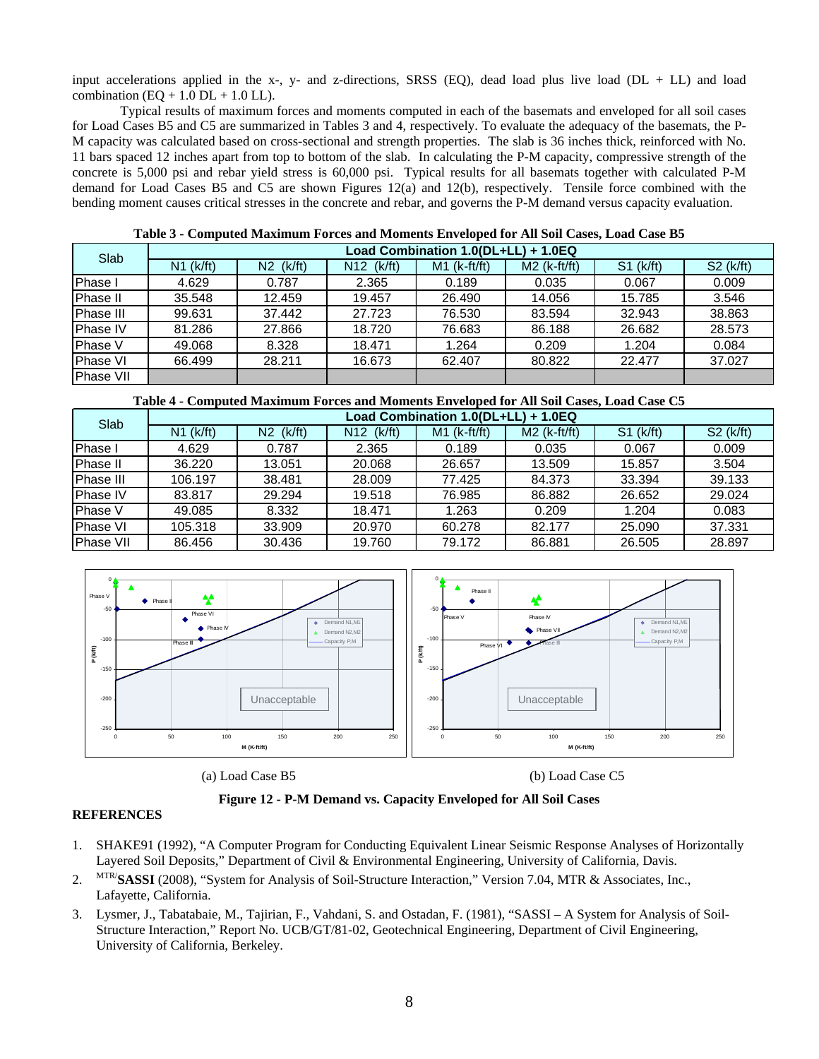input accelerations applied in the x-, y- and z-directions, SRSS (EQ), dead load plus live load (DL + LL) and load combination (EQ + 1.0 DL + 1.0 LL).

Typical results of maximum forces and moments computed in each of the basemats and enveloped for all soil cases for Load Cases B5 and C5 are summarized in Tables 3 and 4, respectively. To evaluate the adequacy of the basemats, the P-M capacity was calculated based on cross-sectional and strength properties. The slab is 36 inches thick, reinforced with No. 11 bars spaced 12 inches apart from top to bottom of the slab. In calculating the P-M capacity, compressive strength of the concrete is 5,000 psi and rebar yield stress is 60,000 psi. Typical results for all basemats together with calculated P-M demand for Load Cases B5 and C5 are shown Figures 12(a) and 12(b), respectively. Tensile force combined with the bending moment causes critical stresses in the concrete and rebar, and governs the P-M demand versus capacity evaluation.

**Table 3 - Computed Maximum Forces and Moments Enveloped for All Soil Cases, Load Case B5**

| Slab | Load Combination 1.0(DL+LL) + 1.0EQ | | | | | | |
|---|---|---|---|---|---|---|---|
| | N1 (k/ft) | N2 (k/ft) | N12 (k/ft) | M1 (k-ft/ft) | M2 (k-ft/ft) | S1 (k/ft) | S2 (k/ft) |
| Phase I | 4.629 | 0.787 | 2.365 | 0.189 | 0.035 | 0.067 | 0.009 |
| Phase II | 35.548 | 12.459 | 19.457 | 26.490 | 14.056 | 15.785 | 3.546 |
| Phase III | 99.631 | 37.442 | 27.723 | 76.530 | 83.594 | 32.943 | 38.863 |
| Phase IV | 81.286 | 27.866 | 18.720 | 76.683 | 86.188 | 26.682 | 28.573 |
| Phase V | 49.068 | 8.328 | 18.471 | 1.264 | 0.209 | 1.204 | 0.084 |
| Phase VI | 66.499 | 28.211 | 16.673 | 62.407 | 80.822 | 22.477 | 37.027 |
| Phase VII | | | | | | | |

**Table 4 - Computed Maximum Forces and Moments Enveloped for All Soil Cases, Load Case C5**

| Slab | Load Combination 1.0(DL+LL) + 1.0EQ | | | | | | |
|---|---|---|---|---|---|---|---|
| | N1 (k/ft) | N2 (k/ft) | N12 (k/ft) | M1 (k-ft/ft) | M2 (k-ft/ft) | S1 (k/ft) | S2 (k/ft) |
| Phase I | 4.629 | 0.787 | 2.365 | 0.189 | 0.035 | 0.067 | 0.009 |
| Phase II | 36.220 | 13.051 | 20.068 | 26.657 | 13.509 | 15.857 | 3.504 |
| Phase III | 106.197 | 38.481 | 28.009 | 77.425 | 84.373 | 33.394 | 39.133 |
| Phase IV | 83.817 | 29.294 | 19.518 | 76.985 | 86.882 | 26.652 | 29.024 |
| Phase V | 49.085 | 8.332 | 18.471 | 1.263 | 0.209 | 1.204 | 0.083 |
| Phase VI | 105.318 | 33.909 | 20.970 | 60.278 | 82.177 | 25.090 | 37.331 |
| Phase VII | 86.456 | 30.436 | 19.760 | 79.172 | 86.881 | 26.505 | 28.897 |

(a) Load Case B5

(b) Load Case C5

**Figure 12 - P-M Demand vs. Capacity Enveloped for All Soil Cases**

## REFERENCES

1. SHAKE91 (1992), "A Computer Program for Conducting Equivalent Linear Seismic Response Analyses of Horizontally Layered Soil Deposits," Department of Civil & Environmental Engineering, University of California, Davis.
2. MTR/**SASSI** (2008), "System for Analysis of Soil-Structure Interaction," Version 7.04, MTR & Associates, Inc., Lafayette, California.
3. Lysmer, J., Tabatabaie, M., Tajirian, F., Vahdani, S. and Ostadan, F. (1981), "SASSI – A System for Analysis of Soil-Structure Interaction," Report No. UCB/GT/81-02, Geotechnical Engineering, Department of Civil Engineering, University of California, Berkeley.